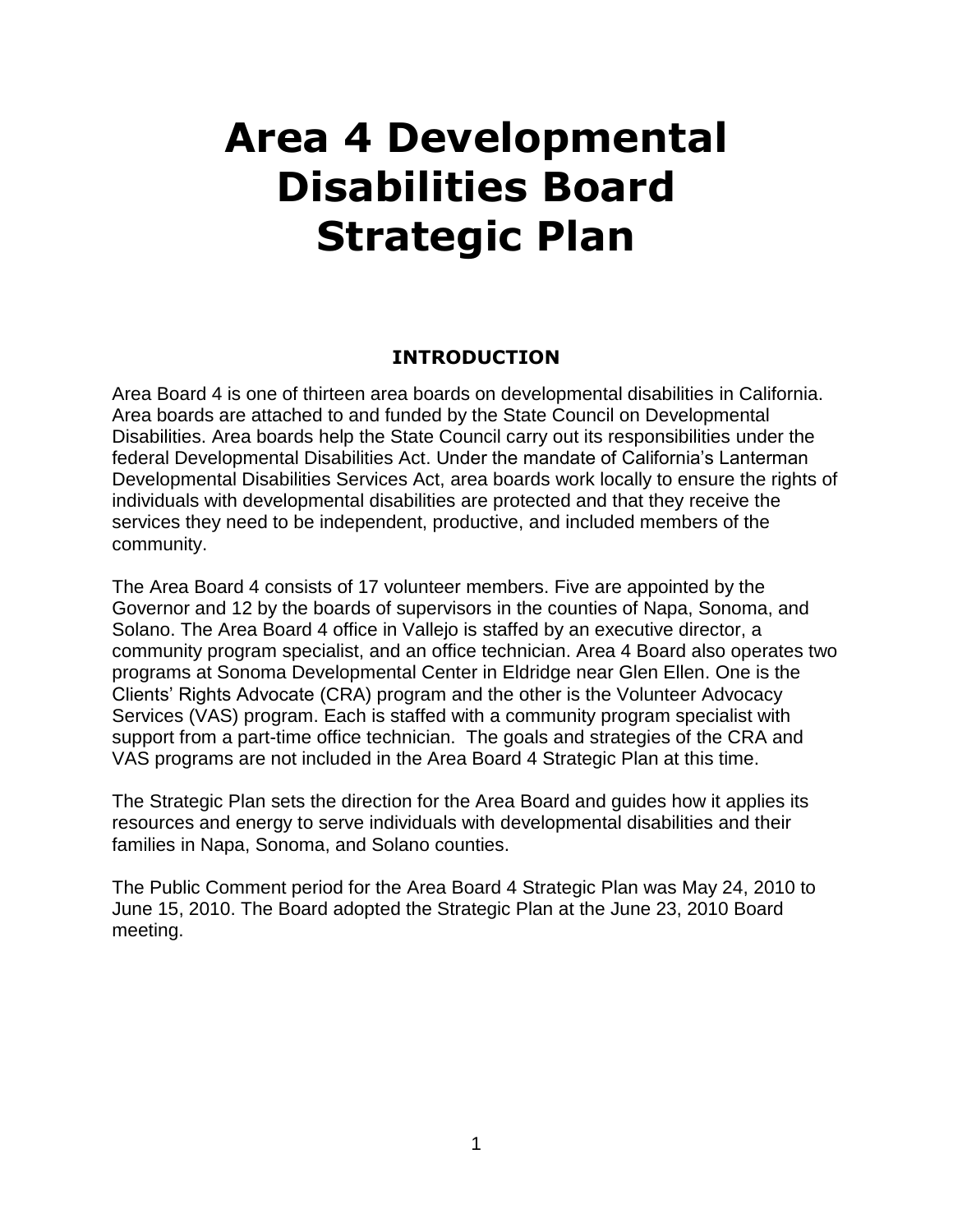# Area 4 Developmental Disabilities Board Strategic Plan

## INTRODUCTION

Area Board 4 is one of thirteen area boards on developmental disabilities in California. Area boards are attached to and funded by the State Council on Developmental Disabilities. Area boards help the State Council carry out its responsibilities under the federal Developmental Disabilities Act. Under the mandate of California's Lanterman Developmental Disabilities Services Act, area boards work locally to ensure the rights of individuals with developmental disabilities are protected and that they receive the services they need to be independent, productive, and included members of the community.

The Area Board 4 consists of 17 volunteer members. Five are appointed by the Governor and 12 by the boards of supervisors in the counties of Napa, Sonoma, and Solano. The Area Board 4 office in Vallejo is staffed by an executive director, a community program specialist, and an office technician. Area 4 Board also operates two programs at Sonoma Developmental Center in Eldridge near Glen Ellen. One is the Clients' Rights Advocate (CRA) program and the other is the Volunteer Advocacy Services (VAS) program. Each is staffed with a community program specialist with support from a part-time office technician. The goals and strategies of the CRA and VAS programs are not included in the Area Board 4 Strategic Plan at this time.

The Strategic Plan sets the direction for the Area Board and guides how it applies its resources and energy to serve individuals with developmental disabilities and their families in Napa, Sonoma, and Solano counties.

The Public Comment period for the Area Board 4 Strategic Plan was May 24, 2010 to June 15, 2010. The Board adopted the Strategic Plan at the June 23, 2010 Board meeting.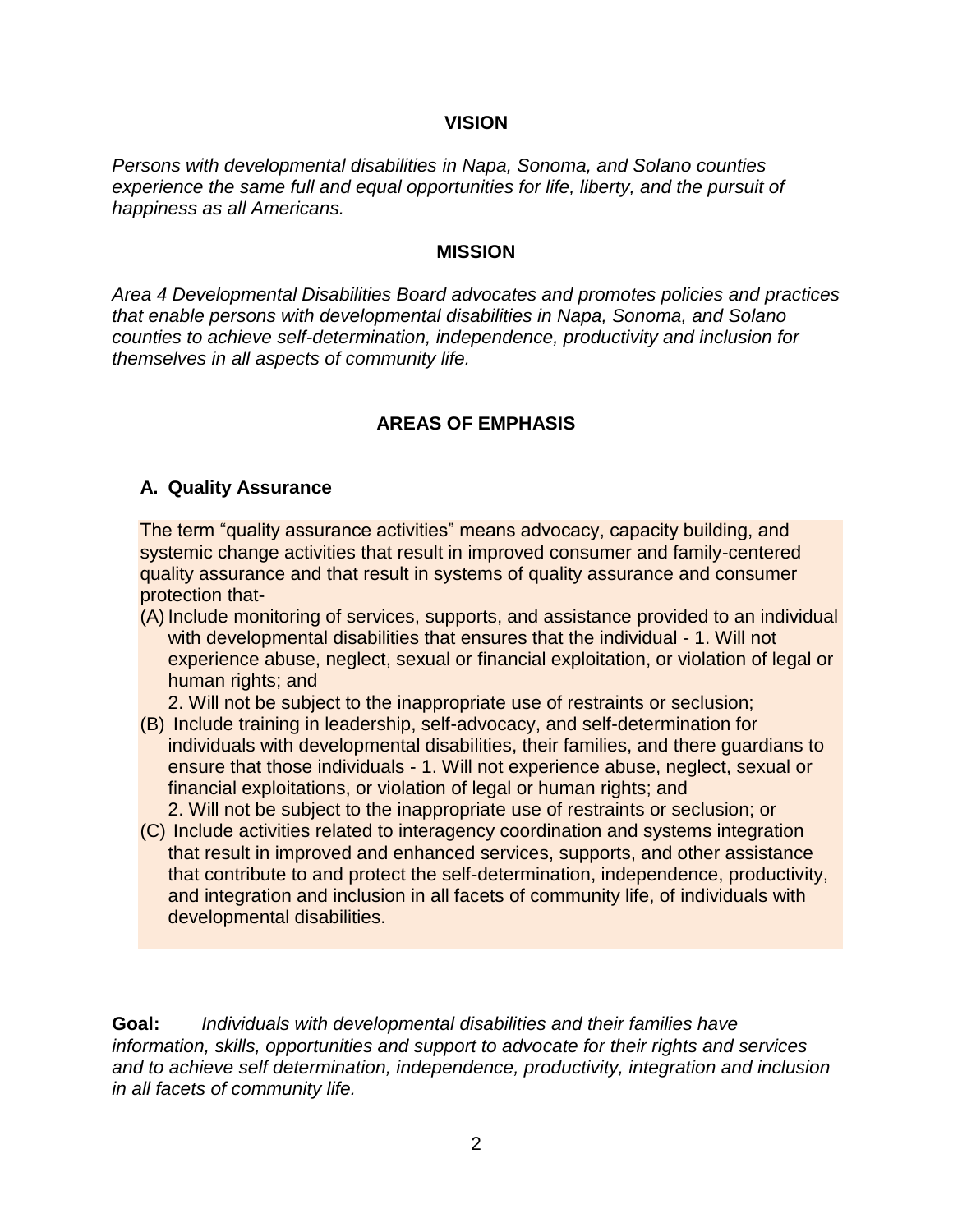## VISION

*Persons with developmental disabilities in Napa, Sonoma, and Solano counties experience the same full and equal opportunities for life, liberty, and the pursuit of happiness as all Americans.*

## MISSION

*Area 4 Developmental Disabilities Board advocates and promotes policies and practices that enable persons with developmental disabilities in Napa, Sonoma, and Solano counties to achieve self-determination, independence, productivity and inclusion for themselves in all aspects of community life.*

## AREAS OF EMPHASIS

### A. Quality Assurance

The term "quality assurance activities" means advocacy, capacity building, and systemic change activities that result in improved consumer and family-centered quality assurance and that result in systems of quality assurance and consumer protection that-

(A) Include monitoring of services, supports, and assistance provided to an individual with developmental disabilities that ensures that the individual - 1. Will not experience abuse, neglect, sexual or financial exploitation, or violation of legal or human rights; and
2. Will not be subject to the inappropriate use of restraints or seclusion;

(B) Include training in leadership, self-advocacy, and self-determination for individuals with developmental disabilities, their families, and there guardians to ensure that those individuals - 1. Will not experience abuse, neglect, sexual or financial exploitations, or violation of legal or human rights; and
2. Will not be subject to the inappropriate use of restraints or seclusion; or

(C) Include activities related to interagency coordination and systems integration that result in improved and enhanced services, supports, and other assistance that contribute to and protect the self-determination, independence, productivity, and integration and inclusion in all facets of community life, of individuals with developmental disabilities.

**Goal:** *Individuals with developmental disabilities and their families have information, skills, opportunities and support to advocate for their rights and services and to achieve self determination, independence, productivity, integration and inclusion in all facets of community life.*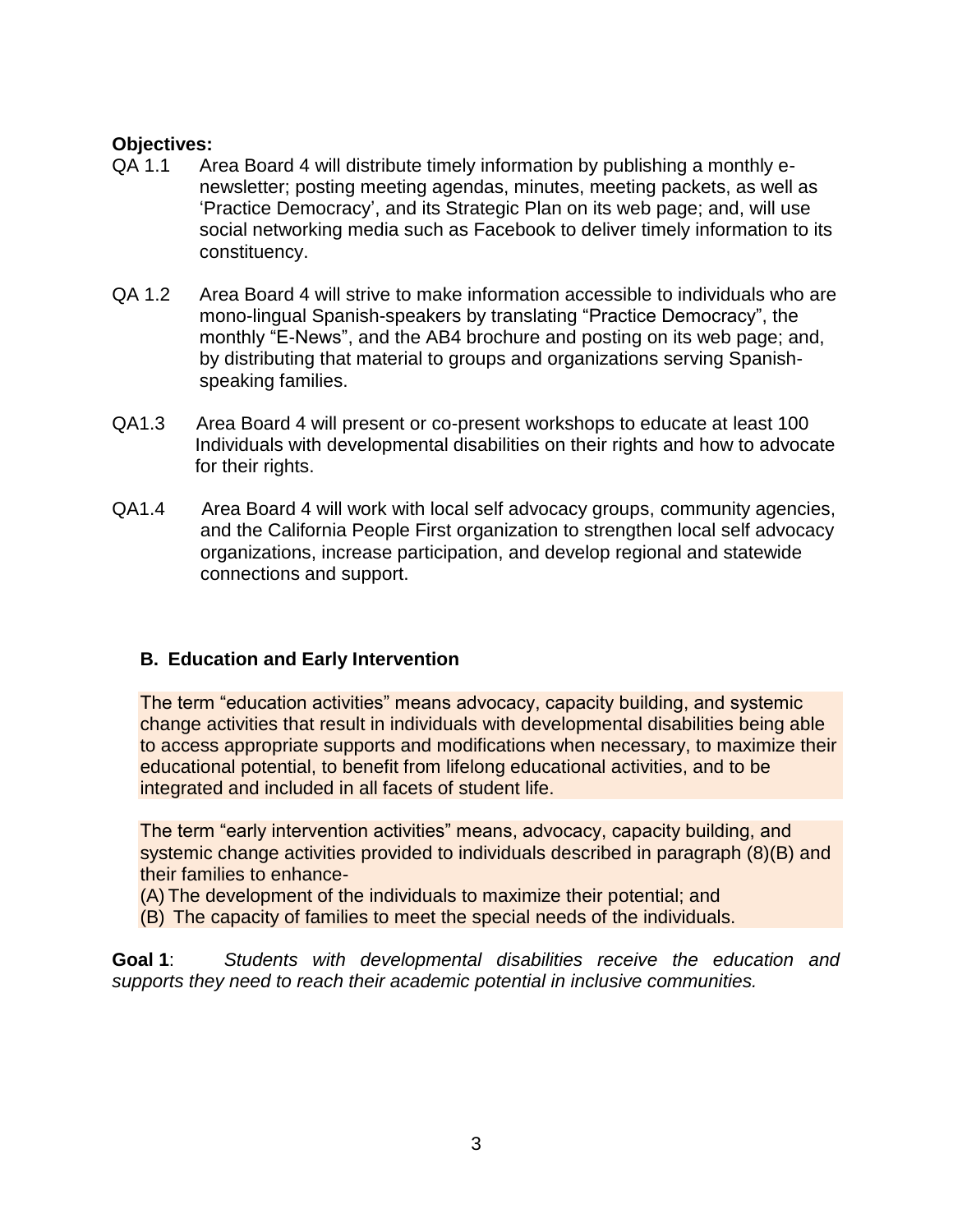**Objectives:**

QA 1.1 Area Board 4 will distribute timely information by publishing a monthly e-newsletter; posting meeting agendas, minutes, meeting packets, as well as 'Practice Democracy', and its Strategic Plan on its web page; and, will use social networking media such as Facebook to deliver timely information to its constituency.

QA 1.2 Area Board 4 will strive to make information accessible to individuals who are mono-lingual Spanish-speakers by translating "Practice Democracy", the monthly "E-News", and the AB4 brochure and posting on its web page; and, by distributing that material to groups and organizations serving Spanish-speaking families.

QA1.3 Area Board 4 will present or co-present workshops to educate at least 100 Individuals with developmental disabilities on their rights and how to advocate for their rights.

QA1.4 Area Board 4 will work with local self advocacy groups, community agencies, and the California People First organization to strengthen local self advocacy organizations, increase participation, and develop regional and statewide connections and support.

### B. Education and Early Intervention

The term "education activities" means advocacy, capacity building, and systemic change activities that result in individuals with developmental disabilities being able to access appropriate supports and modifications when necessary, to maximize their educational potential, to benefit from lifelong educational activities, and to be integrated and included in all facets of student life.

The term "early intervention activities" means, advocacy, capacity building, and systemic change activities provided to individuals described in paragraph (8)(B) and their families to enhance-

(A) The development of the individuals to maximize their potential; and

(B) The capacity of families to meet the special needs of the individuals.

**Goal 1**: *Students with developmental disabilities receive the education and supports they need to reach their academic potential in inclusive communities.*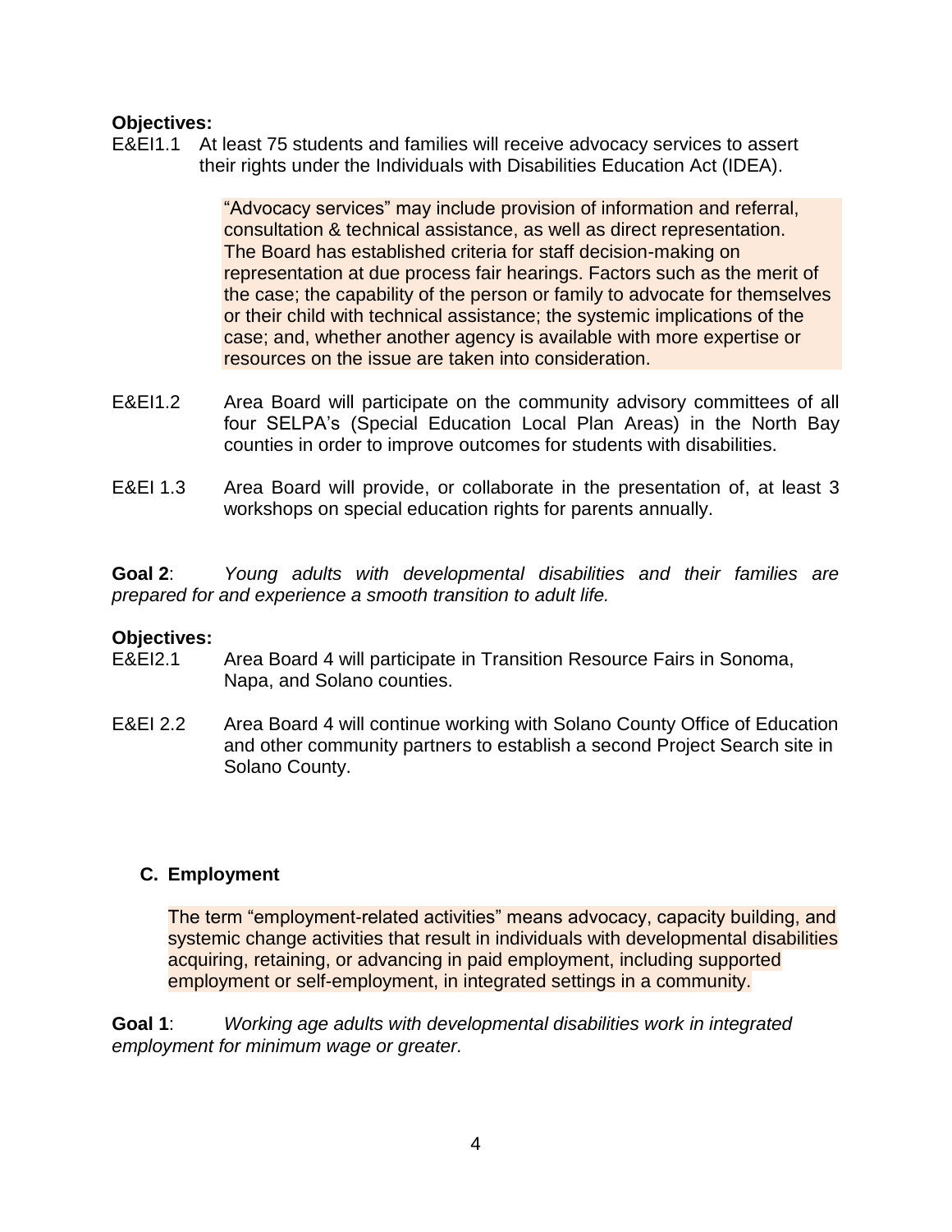**Objectives:**

E&EI1.1 At least 75 students and families will receive advocacy services to assert their rights under the Individuals with Disabilities Education Act (IDEA).

> "Advocacy services" may include provision of information and referral, consultation & technical assistance, as well as direct representation. The Board has established criteria for staff decision-making on representation at due process fair hearings. Factors such as the merit of the case; the capability of the person or family to advocate for themselves or their child with technical assistance; the systemic implications of the case; and, whether another agency is available with more expertise or resources on the issue are taken into consideration.

E&EI1.2 Area Board will participate on the community advisory committees of all four SELPA's (Special Education Local Plan Areas) in the North Bay counties in order to improve outcomes for students with disabilities.

E&EI 1.3 Area Board will provide, or collaborate in the presentation of, at least 3 workshops on special education rights for parents annually.

**Goal 2**: *Young adults with developmental disabilities and their families are prepared for and experience a smooth transition to adult life.*

**Objectives:**

E&EI2.1 Area Board 4 will participate in Transition Resource Fairs in Sonoma, Napa, and Solano counties.

E&EI 2.2 Area Board 4 will continue working with Solano County Office of Education and other community partners to establish a second Project Search site in Solano County.

## C. Employment

> The term "employment-related activities" means advocacy, capacity building, and systemic change activities that result in individuals with developmental disabilities acquiring, retaining, or advancing in paid employment, including supported employment or self-employment, in integrated settings in a community.

**Goal 1**: *Working age adults with developmental disabilities work in integrated employment for minimum wage or greater.*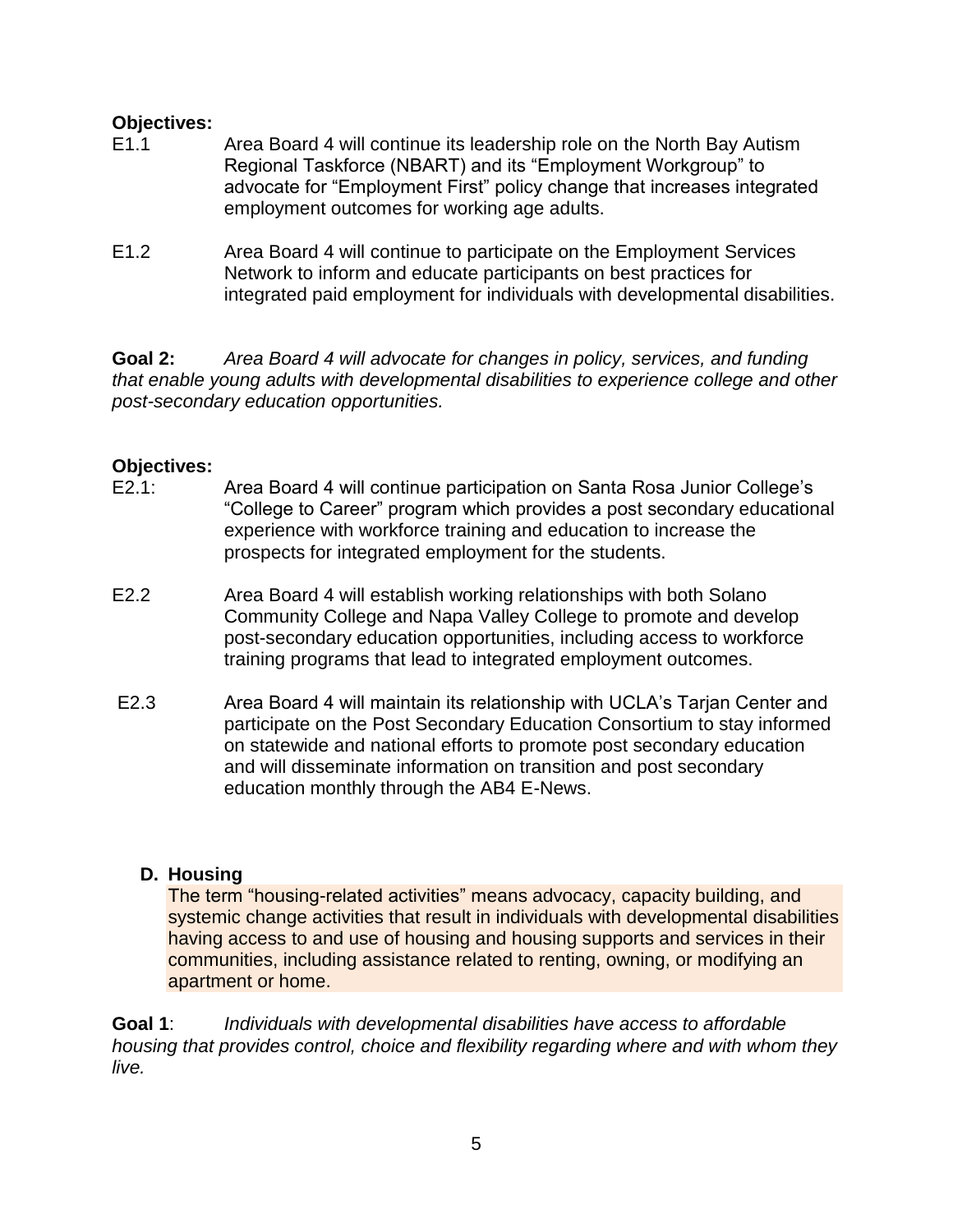**Objectives:**

E1.1 Area Board 4 will continue its leadership role on the North Bay Autism Regional Taskforce (NBART) and its "Employment Workgroup" to advocate for "Employment First" policy change that increases integrated employment outcomes for working age adults.

E1.2 Area Board 4 will continue to participate on the Employment Services Network to inform and educate participants on best practices for integrated paid employment for individuals with developmental disabilities.

**Goal 2:** *Area Board 4 will advocate for changes in policy, services, and funding that enable young adults with developmental disabilities to experience college and other post-secondary education opportunities.*

**Objectives:**

E2.1: Area Board 4 will continue participation on Santa Rosa Junior College's "College to Career" program which provides a post secondary educational experience with workforce training and education to increase the prospects for integrated employment for the students.

E2.2 Area Board 4 will establish working relationships with both Solano Community College and Napa Valley College to promote and develop post-secondary education opportunities, including access to workforce training programs that lead to integrated employment outcomes.

E2.3 Area Board 4 will maintain its relationship with UCLA's Tarjan Center and participate on the Post Secondary Education Consortium to stay informed on statewide and national efforts to promote post secondary education and will disseminate information on transition and post secondary education monthly through the AB4 E-News.

### D. Housing

The term "housing-related activities" means advocacy, capacity building, and systemic change activities that result in individuals with developmental disabilities having access to and use of housing and housing supports and services in their communities, including assistance related to renting, owning, or modifying an apartment or home.

**Goal 1**: *Individuals with developmental disabilities have access to affordable housing that provides control, choice and flexibility regarding where and with whom they live.*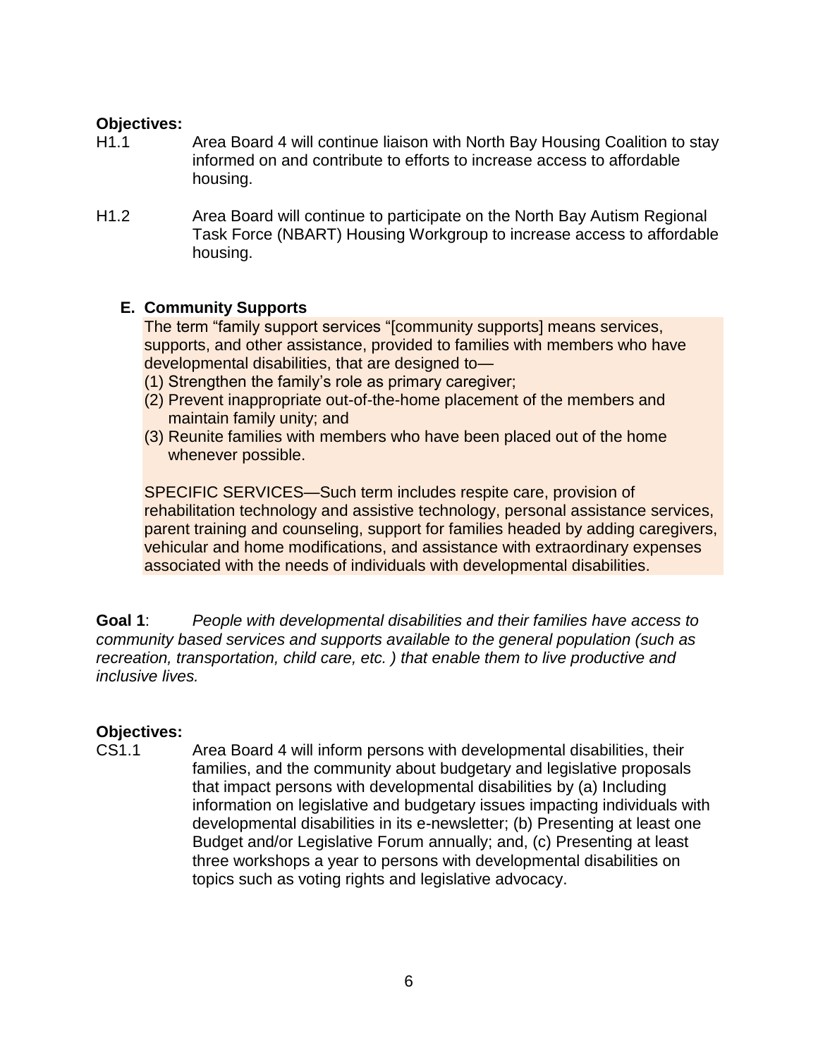**Objectives:**

H1.1 Area Board 4 will continue liaison with North Bay Housing Coalition to stay informed on and contribute to efforts to increase access to affordable housing.

H1.2 Area Board will continue to participate on the North Bay Autism Regional Task Force (NBART) Housing Workgroup to increase access to affordable housing.

### E. Community Supports

The term “family support services “[community supports] means services, supports, and other assistance, provided to families with members who have developmental disabilities, that are designed to—

(1) Strengthen the family’s role as primary caregiver;
(2) Prevent inappropriate out-of-the-home placement of the members and maintain family unity; and
(3) Reunite families with members who have been placed out of the home whenever possible.

SPECIFIC SERVICES—Such term includes respite care, provision of rehabilitation technology and assistive technology, personal assistance services, parent training and counseling, support for families headed by adding caregivers, vehicular and home modifications, and assistance with extraordinary expenses associated with the needs of individuals with developmental disabilities.

**Goal 1**: *People with developmental disabilities and their families have access to community based services and supports available to the general population (such as recreation, transportation, child care, etc. ) that enable them to live productive and inclusive lives.*

**Objectives:**

CS1.1 Area Board 4 will inform persons with developmental disabilities, their families, and the community about budgetary and legislative proposals that impact persons with developmental disabilities by (a) Including information on legislative and budgetary issues impacting individuals with developmental disabilities in its e-newsletter; (b) Presenting at least one Budget and/or Legislative Forum annually; and, (c) Presenting at least three workshops a year to persons with developmental disabilities on topics such as voting rights and legislative advocacy.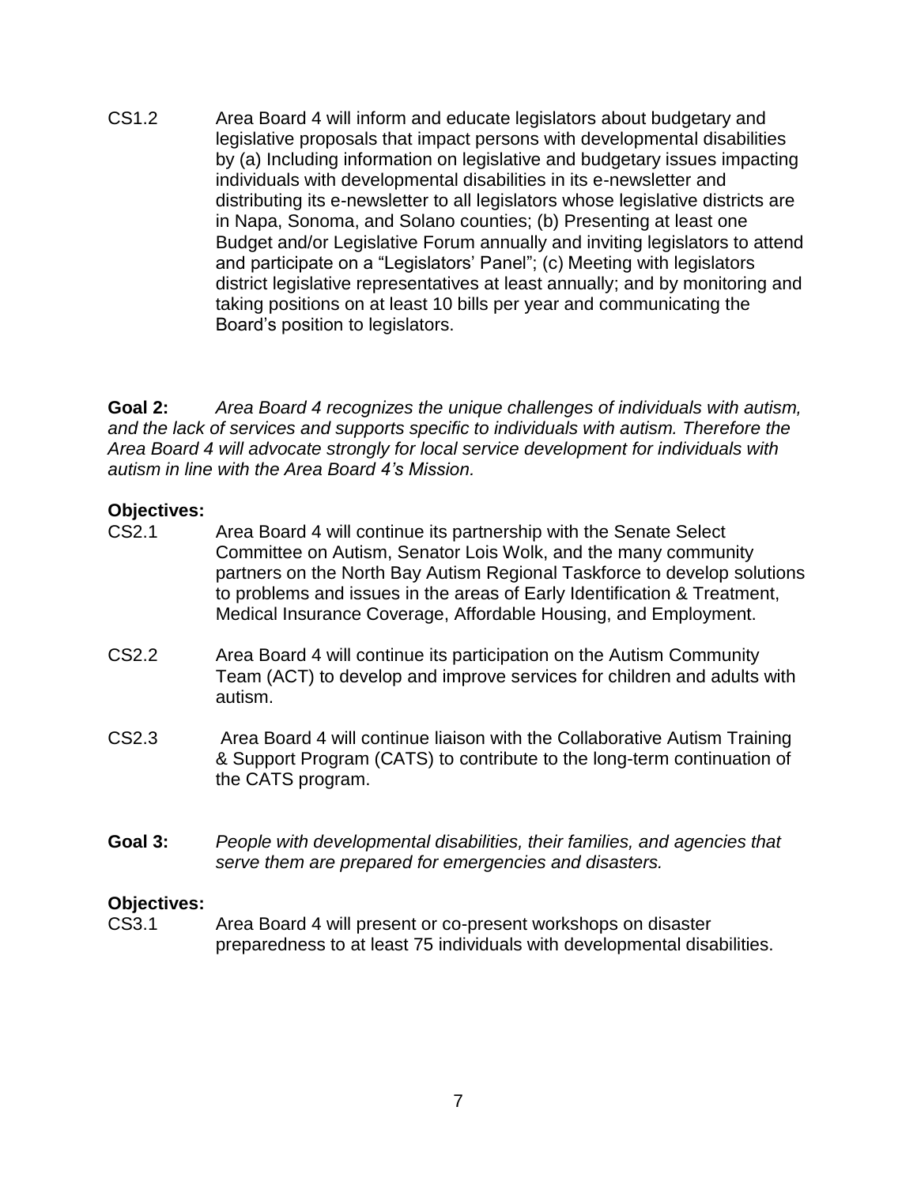CS1.2 Area Board 4 will inform and educate legislators about budgetary and legislative proposals that impact persons with developmental disabilities by (a) Including information on legislative and budgetary issues impacting individuals with developmental disabilities in its e-newsletter and distributing its e-newsletter to all legislators whose legislative districts are in Napa, Sonoma, and Solano counties; (b) Presenting at least one Budget and/or Legislative Forum annually and inviting legislators to attend and participate on a "Legislators' Panel"; (c) Meeting with legislators district legislative representatives at least annually; and by monitoring and taking positions on at least 10 bills per year and communicating the Board's position to legislators.

**Goal 2:** *Area Board 4 recognizes the unique challenges of individuals with autism, and the lack of services and supports specific to individuals with autism. Therefore the Area Board 4 will advocate strongly for local service development for individuals with autism in line with the Area Board 4's Mission.*

**Objectives:**

CS2.1 Area Board 4 will continue its partnership with the Senate Select Committee on Autism, Senator Lois Wolk, and the many community partners on the North Bay Autism Regional Taskforce to develop solutions to problems and issues in the areas of Early Identification & Treatment, Medical Insurance Coverage, Affordable Housing, and Employment.

CS2.2 Area Board 4 will continue its participation on the Autism Community Team (ACT) to develop and improve services for children and adults with autism.

CS2.3 Area Board 4 will continue liaison with the Collaborative Autism Training & Support Program (CATS) to contribute to the long-term continuation of the CATS program.

**Goal 3:** *People with developmental disabilities, their families, and agencies that serve them are prepared for emergencies and disasters.*

**Objectives:**

CS3.1 Area Board 4 will present or co-present workshops on disaster preparedness to at least 75 individuals with developmental disabilities.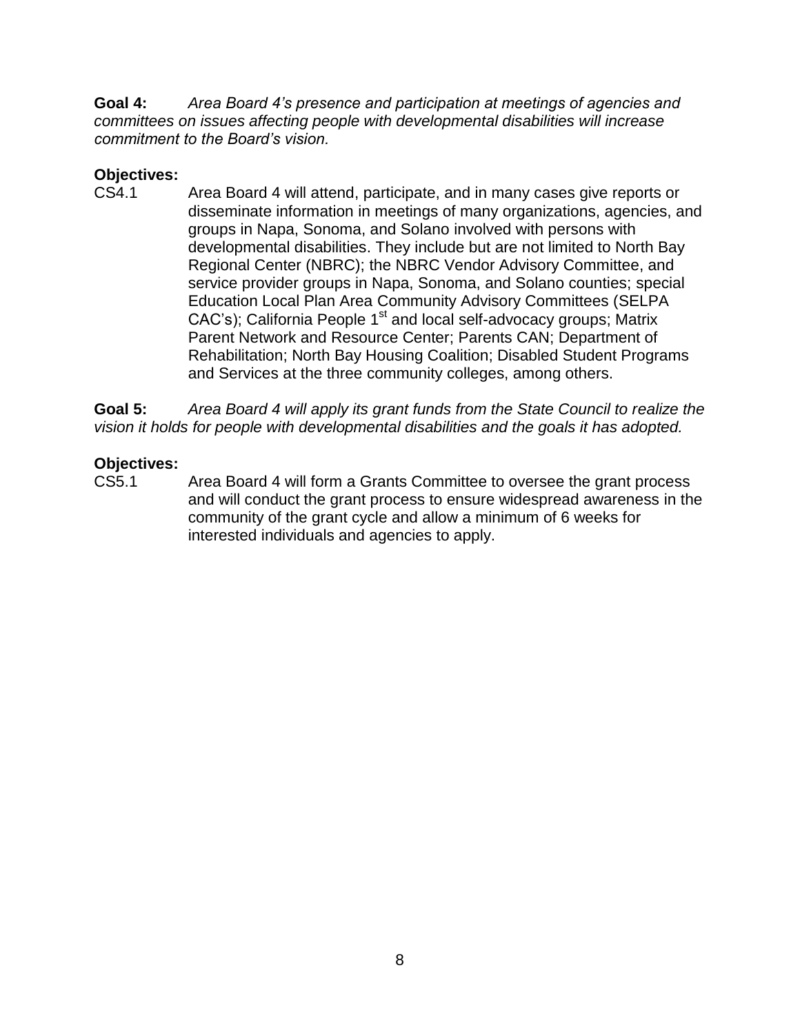**Goal 4:** *Area Board 4's presence and participation at meetings of agencies and committees on issues affecting people with developmental disabilities will increase commitment to the Board's vision.*

**Objectives:**

CS4.1 Area Board 4 will attend, participate, and in many cases give reports or disseminate information in meetings of many organizations, agencies, and groups in Napa, Sonoma, and Solano involved with persons with developmental disabilities. They include but are not limited to North Bay Regional Center (NBRC); the NBRC Vendor Advisory Committee, and service provider groups in Napa, Sonoma, and Solano counties; special Education Local Plan Area Community Advisory Committees (SELPA CAC's); California People 1st and local self-advocacy groups; Matrix Parent Network and Resource Center; Parents CAN; Department of Rehabilitation; North Bay Housing Coalition; Disabled Student Programs and Services at the three community colleges, among others.

**Goal 5:** *Area Board 4 will apply its grant funds from the State Council to realize the vision it holds for people with developmental disabilities and the goals it has adopted.*

**Objectives:**

CS5.1 Area Board 4 will form a Grants Committee to oversee the grant process and will conduct the grant process to ensure widespread awareness in the community of the grant cycle and allow a minimum of 6 weeks for interested individuals and agencies to apply.